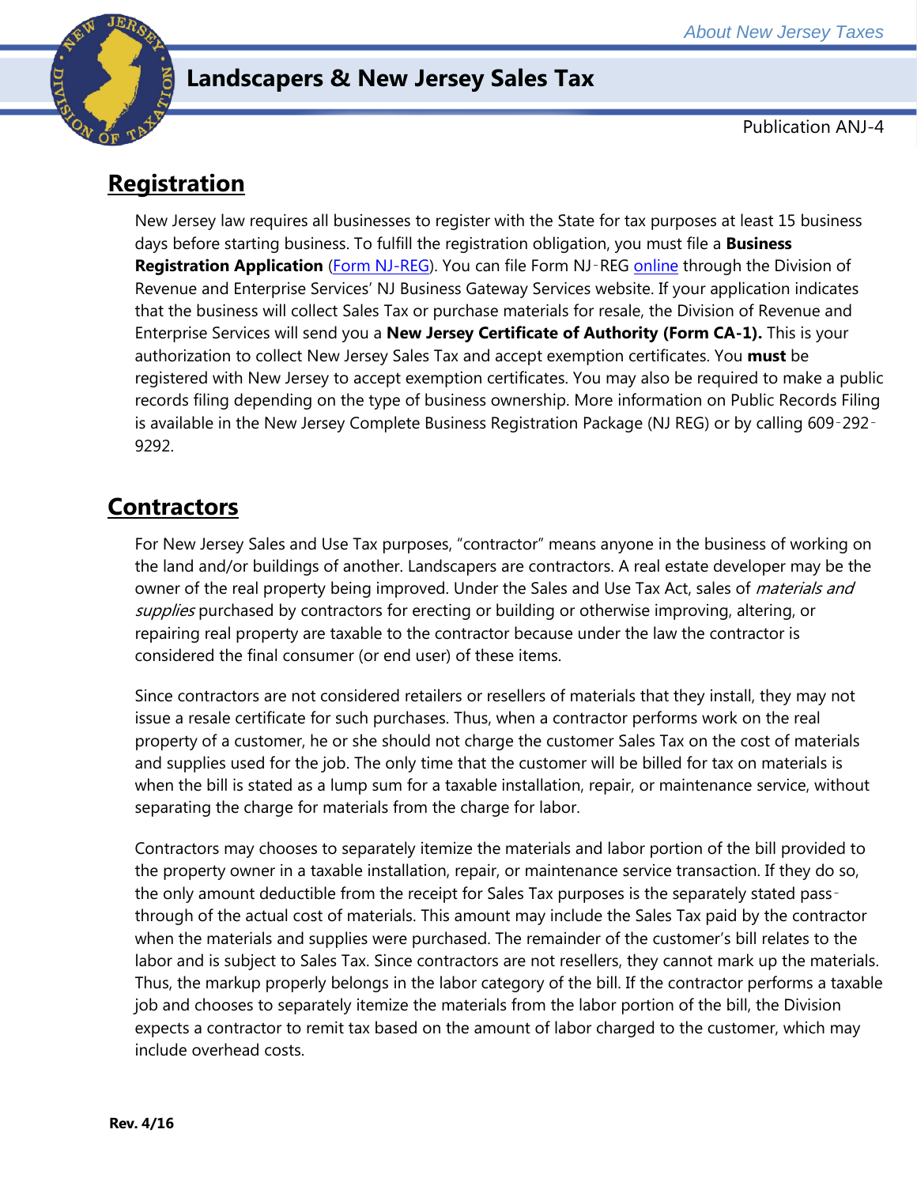# Landscapers & New Jersey Sales Tax

Publication ANJ-4

## Registration

New Jersey law requires all businesses to register with the State for tax purposes at least 15 business days before starting business. To fulfill the registration obligation, you must file a **Business Registration Application** (Form NJ-REG). You can file Form NJ-REG online through the Division of Revenue and Enterprise Services' NJ Business Gateway Services website. If your application indicates that the business will collect Sales Tax or purchase materials for resale, the Division of Revenue and Enterprise Services will send you a **New Jersey Certificate of Authority (Form CA-1).** This is your authorization to collect New Jersey Sales Tax and accept exemption certificates. You **must** be registered with New Jersey to accept exemption certificates. You may also be required to make a public records filing depending on the type of business ownership. More information on Public Records Filing is available in the New Jersey Complete Business Registration Package (NJ REG) or by calling 609-292-9292.

## Contractors

For New Jersey Sales and Use Tax purposes, "contractor" means anyone in the business of working on the land and/or buildings of another. Landscapers are contractors. A real estate developer may be the owner of the real property being improved. Under the Sales and Use Tax Act, sales of *materials and supplies* purchased by contractors for erecting or building or otherwise improving, altering, or repairing real property are taxable to the contractor because under the law the contractor is considered the final consumer (or end user) of these items.

Since contractors are not considered retailers or resellers of materials that they install, they may not issue a resale certificate for such purchases. Thus, when a contractor performs work on the real property of a customer, he or she should not charge the customer Sales Tax on the cost of materials and supplies used for the job. The only time that the customer will be billed for tax on materials is when the bill is stated as a lump sum for a taxable installation, repair, or maintenance service, without separating the charge for materials from the charge for labor.

Contractors may chooses to separately itemize the materials and labor portion of the bill provided to the property owner in a taxable installation, repair, or maintenance service transaction. If they do so, the only amount deductible from the receipt for Sales Tax purposes is the separately stated pass-through of the actual cost of materials. This amount may include the Sales Tax paid by the contractor when the materials and supplies were purchased. The remainder of the customer's bill relates to the labor and is subject to Sales Tax. Since contractors are not resellers, they cannot mark up the materials. Thus, the markup properly belongs in the labor category of the bill. If the contractor performs a taxable job and chooses to separately itemize the materials from the labor portion of the bill, the Division expects a contractor to remit tax based on the amount of labor charged to the customer, which may include overhead costs.

**Rev. 4/16**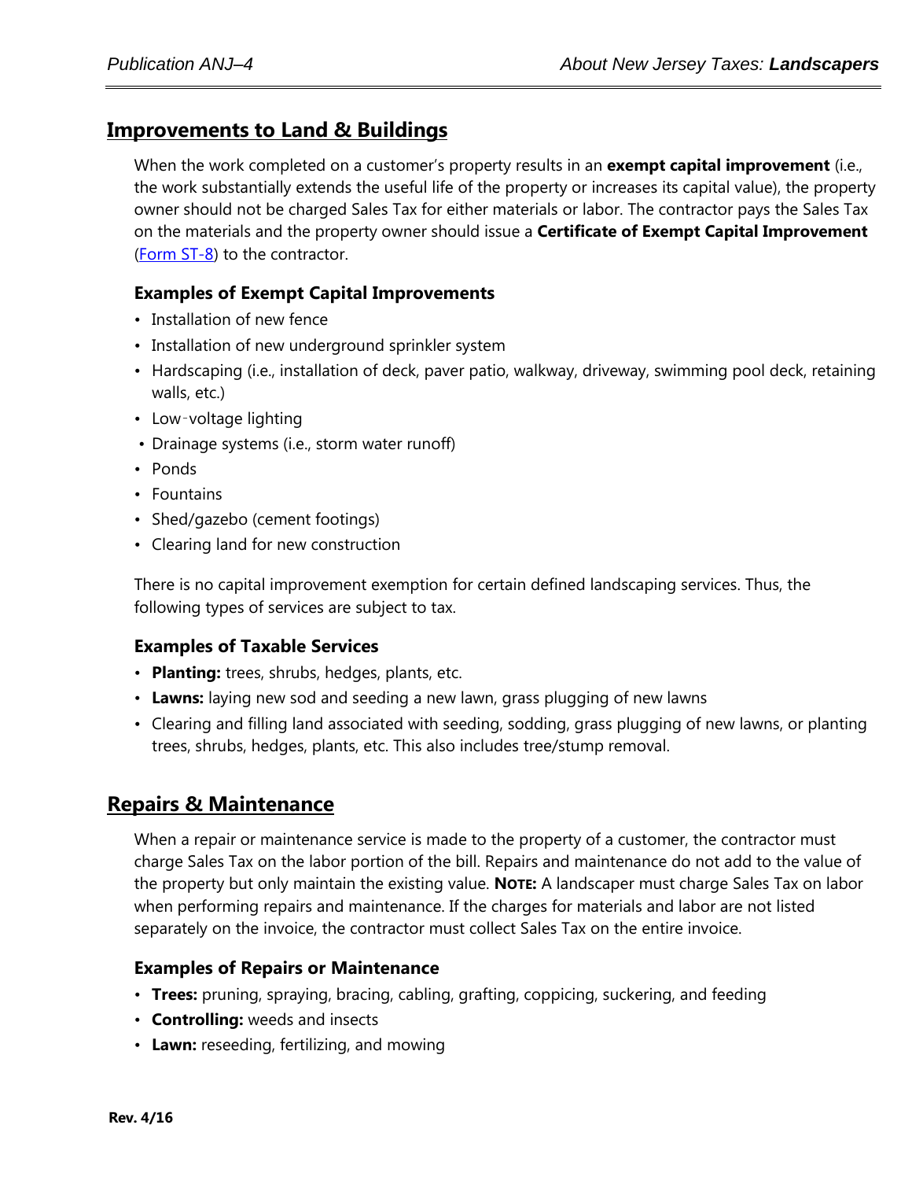## Improvements to Land & Buildings

When the work completed on a customer's property results in an **exempt capital improvement** (i.e., the work substantially extends the useful life of the property or increases its capital value), the property owner should not be charged Sales Tax for either materials or labor. The contractor pays the Sales Tax on the materials and the property owner should issue a **Certificate of Exempt Capital Improvement** (Form ST-8) to the contractor.

### Examples of Exempt Capital Improvements

- Installation of new fence
- Installation of new underground sprinkler system
- Hardscaping (i.e., installation of deck, paver patio, walkway, driveway, swimming pool deck, retaining walls, etc.)
- Low-voltage lighting
- Drainage systems (i.e., storm water runoff)
- Ponds
- Fountains
- Shed/gazebo (cement footings)
- Clearing land for new construction

There is no capital improvement exemption for certain defined landscaping services. Thus, the following types of services are subject to tax.

### Examples of Taxable Services

- **Planting:** trees, shrubs, hedges, plants, etc.
- **Lawns:** laying new sod and seeding a new lawn, grass plugging of new lawns
- Clearing and filling land associated with seeding, sodding, grass plugging of new lawns, or planting trees, shrubs, hedges, plants, etc. This also includes tree/stump removal.

## Repairs & Maintenance

When a repair or maintenance service is made to the property of a customer, the contractor must charge Sales Tax on the labor portion of the bill. Repairs and maintenance do not add to the value of the property but only maintain the existing value. **NOTE:** A landscaper must charge Sales Tax on labor when performing repairs and maintenance. If the charges for materials and labor are not listed separately on the invoice, the contractor must collect Sales Tax on the entire invoice.

### Examples of Repairs or Maintenance

- **Trees:** pruning, spraying, bracing, cabling, grafting, coppicing, suckering, and feeding
- **Controlling:** weeds and insects
- **Lawn:** reseeding, fertilizing, and mowing

Rev. 4/16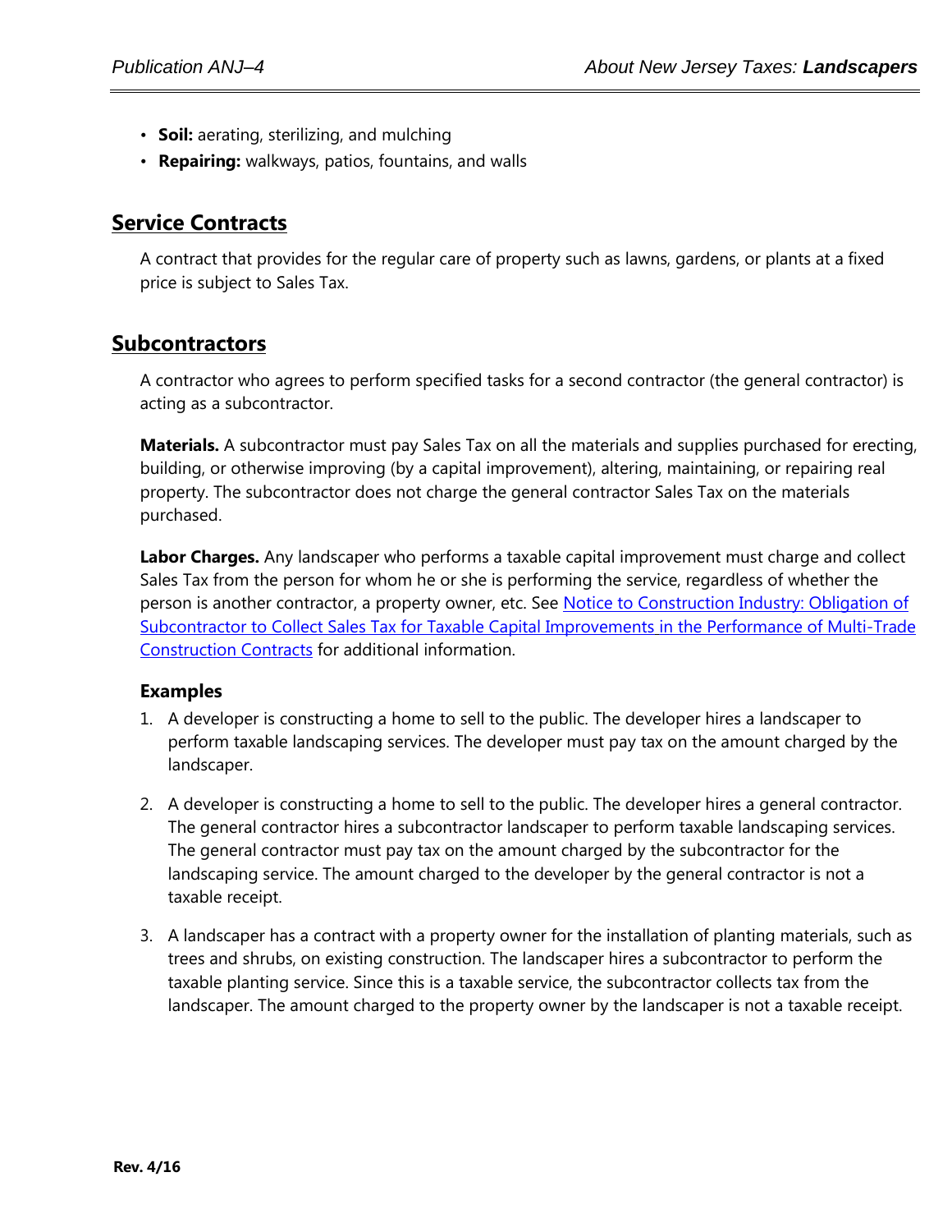- **Soil:** aerating, sterilizing, and mulching
- **Repairing:** walkways, patios, fountains, and walls

## Service Contracts

A contract that provides for the regular care of property such as lawns, gardens, or plants at a fixed price is subject to Sales Tax.

## Subcontractors

A contractor who agrees to perform specified tasks for a second contractor (the general contractor) is acting as a subcontractor.

**Materials.** A subcontractor must pay Sales Tax on all the materials and supplies purchased for erecting, building, or otherwise improving (by a capital improvement), altering, maintaining, or repairing real property. The subcontractor does not charge the general contractor Sales Tax on the materials purchased.

**Labor Charges.** Any landscaper who performs a taxable capital improvement must charge and collect Sales Tax from the person for whom he or she is performing the service, regardless of whether the person is another contractor, a property owner, etc. See Notice to Construction Industry: Obligation of Subcontractor to Collect Sales Tax for Taxable Capital Improvements in the Performance of Multi-Trade Construction Contracts for additional information.

### Examples

1. A developer is constructing a home to sell to the public. The developer hires a landscaper to perform taxable landscaping services. The developer must pay tax on the amount charged by the landscaper.

2. A developer is constructing a home to sell to the public. The developer hires a general contractor. The general contractor hires a subcontractor landscaper to perform taxable landscaping services. The general contractor must pay tax on the amount charged by the subcontractor for the landscaping service. The amount charged to the developer by the general contractor is not a taxable receipt.

3. A landscaper has a contract with a property owner for the installation of planting materials, such as trees and shrubs, on existing construction. The landscaper hires a subcontractor to perform the taxable planting service. Since this is a taxable service, the subcontractor collects tax from the landscaper. The amount charged to the property owner by the landscaper is not a taxable receipt.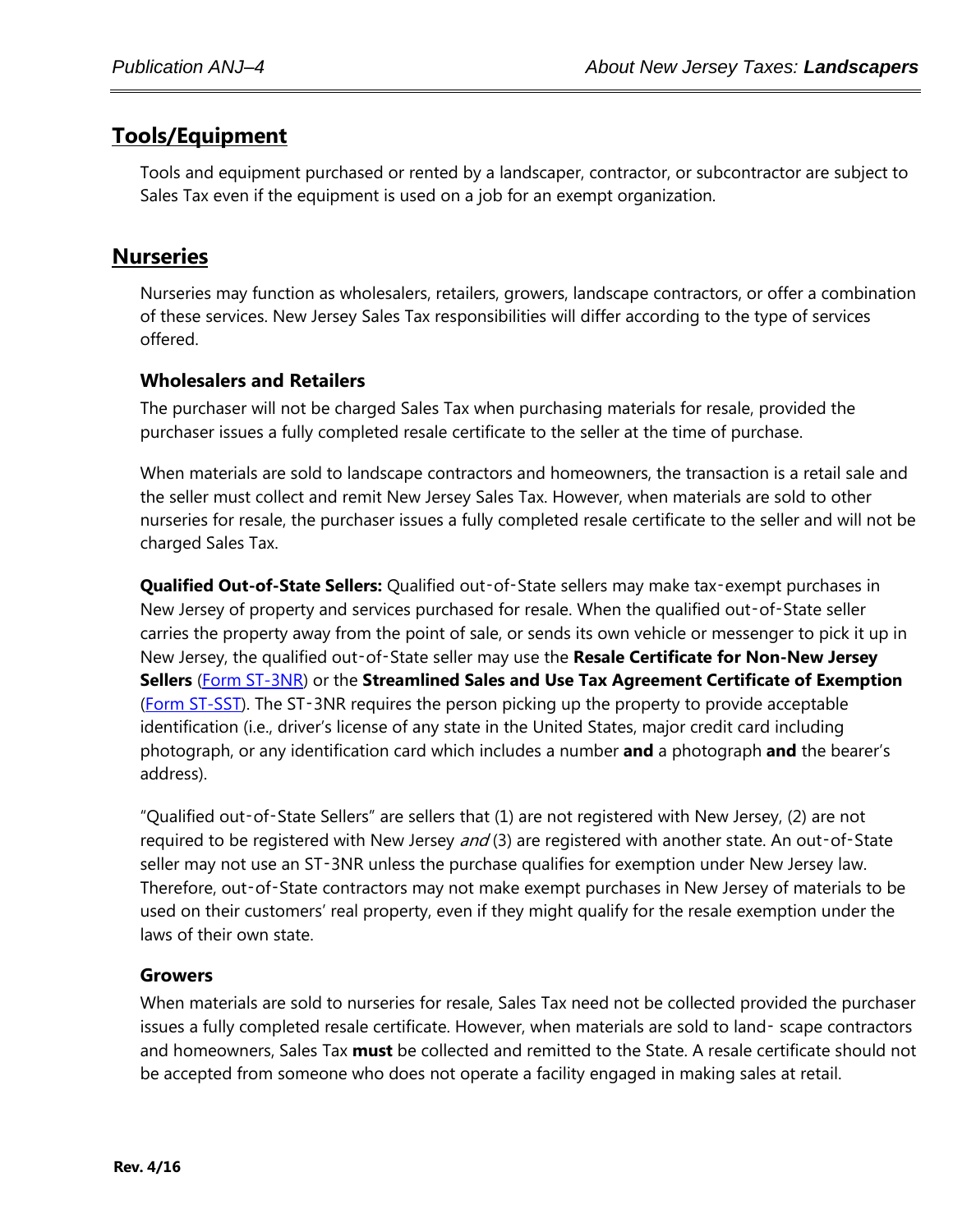## Tools/Equipment

Tools and equipment purchased or rented by a landscaper, contractor, or subcontractor are subject to Sales Tax even if the equipment is used on a job for an exempt organization.

## Nurseries

Nurseries may function as wholesalers, retailers, growers, landscape contractors, or offer a combination of these services. New Jersey Sales Tax responsibilities will differ according to the type of services offered.

### Wholesalers and Retailers

The purchaser will not be charged Sales Tax when purchasing materials for resale, provided the purchaser issues a fully completed resale certificate to the seller at the time of purchase.

When materials are sold to landscape contractors and homeowners, the transaction is a retail sale and the seller must collect and remit New Jersey Sales Tax. However, when materials are sold to other nurseries for resale, the purchaser issues a fully completed resale certificate to the seller and will not be charged Sales Tax.

**Qualified Out-of-State Sellers:** Qualified out-of-State sellers may make tax-exempt purchases in New Jersey of property and services purchased for resale. When the qualified out-of-State seller carries the property away from the point of sale, or sends its own vehicle or messenger to pick it up in New Jersey, the qualified out-of-State seller may use the **Resale Certificate for Non-New Jersey Sellers** (Form ST-3NR) or the **Streamlined Sales and Use Tax Agreement Certificate of Exemption** (Form ST-SST). The ST-3NR requires the person picking up the property to provide acceptable identification (i.e., driver's license of any state in the United States, major credit card including photograph, or any identification card which includes a number **and** a photograph **and** the bearer's address).

"Qualified out-of-State Sellers" are sellers that (1) are not registered with New Jersey, (2) are not required to be registered with New Jersey *and* (3) are registered with another state. An out-of-State seller may not use an ST-3NR unless the purchase qualifies for exemption under New Jersey law. Therefore, out-of-State contractors may not make exempt purchases in New Jersey of materials to be used on their customers' real property, even if they might qualify for the resale exemption under the laws of their own state.

### Growers

When materials are sold to nurseries for resale, Sales Tax need not be collected provided the purchaser issues a fully completed resale certificate. However, when materials are sold to land- scape contractors and homeowners, Sales Tax **must** be collected and remitted to the State. A resale certificate should not be accepted from someone who does not operate a facility engaged in making sales at retail.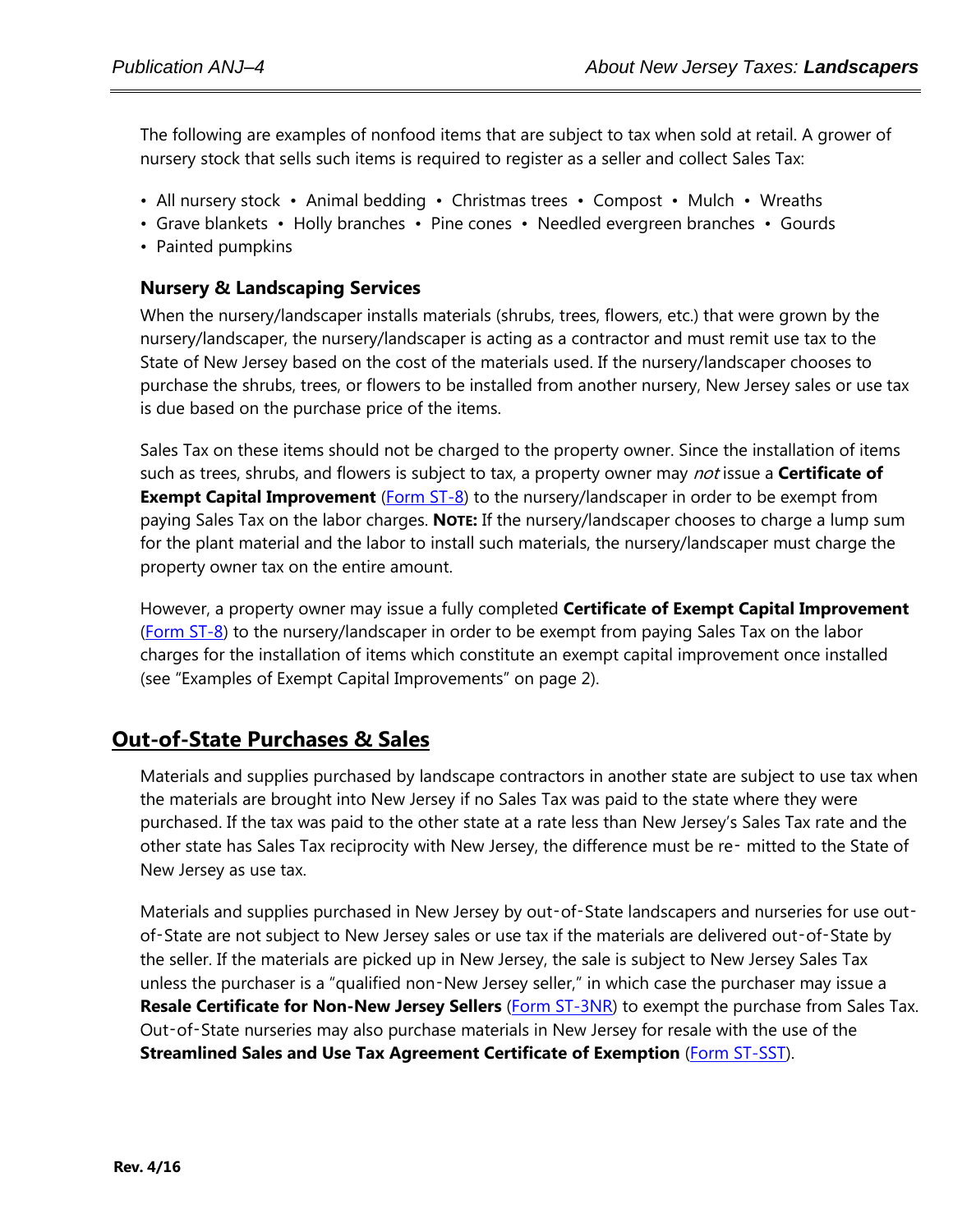The following are examples of nonfood items that are subject to tax when sold at retail. A grower of nursery stock that sells such items is required to register as a seller and collect Sales Tax:

- All nursery stock • Animal bedding • Christmas trees • Compost • Mulch • Wreaths
- Grave blankets • Holly branches • Pine cones • Needled evergreen branches • Gourds
- Painted pumpkins

### Nursery & Landscaping Services

When the nursery/landscaper installs materials (shrubs, trees, flowers, etc.) that were grown by the nursery/landscaper, the nursery/landscaper is acting as a contractor and must remit use tax to the State of New Jersey based on the cost of the materials used. If the nursery/landscaper chooses to purchase the shrubs, trees, or flowers to be installed from another nursery, New Jersey sales or use tax is due based on the purchase price of the items.

Sales Tax on these items should not be charged to the property owner. Since the installation of items such as trees, shrubs, and flowers is subject to tax, a property owner may *not* issue a **Certificate of Exempt Capital Improvement** (Form ST-8) to the nursery/landscaper in order to be exempt from paying Sales Tax on the labor charges. **NOTE:** If the nursery/landscaper chooses to charge a lump sum for the plant material and the labor to install such materials, the nursery/landscaper must charge the property owner tax on the entire amount.

However, a property owner may issue a fully completed **Certificate of Exempt Capital Improvement** (Form ST-8) to the nursery/landscaper in order to be exempt from paying Sales Tax on the labor charges for the installation of items which constitute an exempt capital improvement once installed (see "Examples of Exempt Capital Improvements" on page 2).

## Out-of-State Purchases & Sales

Materials and supplies purchased by landscape contractors in another state are subject to use tax when the materials are brought into New Jersey if no Sales Tax was paid to the state where they were purchased. If the tax was paid to the other state at a rate less than New Jersey's Sales Tax rate and the other state has Sales Tax reciprocity with New Jersey, the difference must be re- mitted to the State of New Jersey as use tax.

Materials and supplies purchased in New Jersey by out-of-State landscapers and nurseries for use out-of-State are not subject to New Jersey sales or use tax if the materials are delivered out-of-State by the seller. If the materials are picked up in New Jersey, the sale is subject to New Jersey Sales Tax unless the purchaser is a "qualified non-New Jersey seller," in which case the purchaser may issue a **Resale Certificate for Non-New Jersey Sellers** (Form ST-3NR) to exempt the purchase from Sales Tax. Out-of-State nurseries may also purchase materials in New Jersey for resale with the use of the **Streamlined Sales and Use Tax Agreement Certificate of Exemption** (Form ST-SST).

Rev. 4/16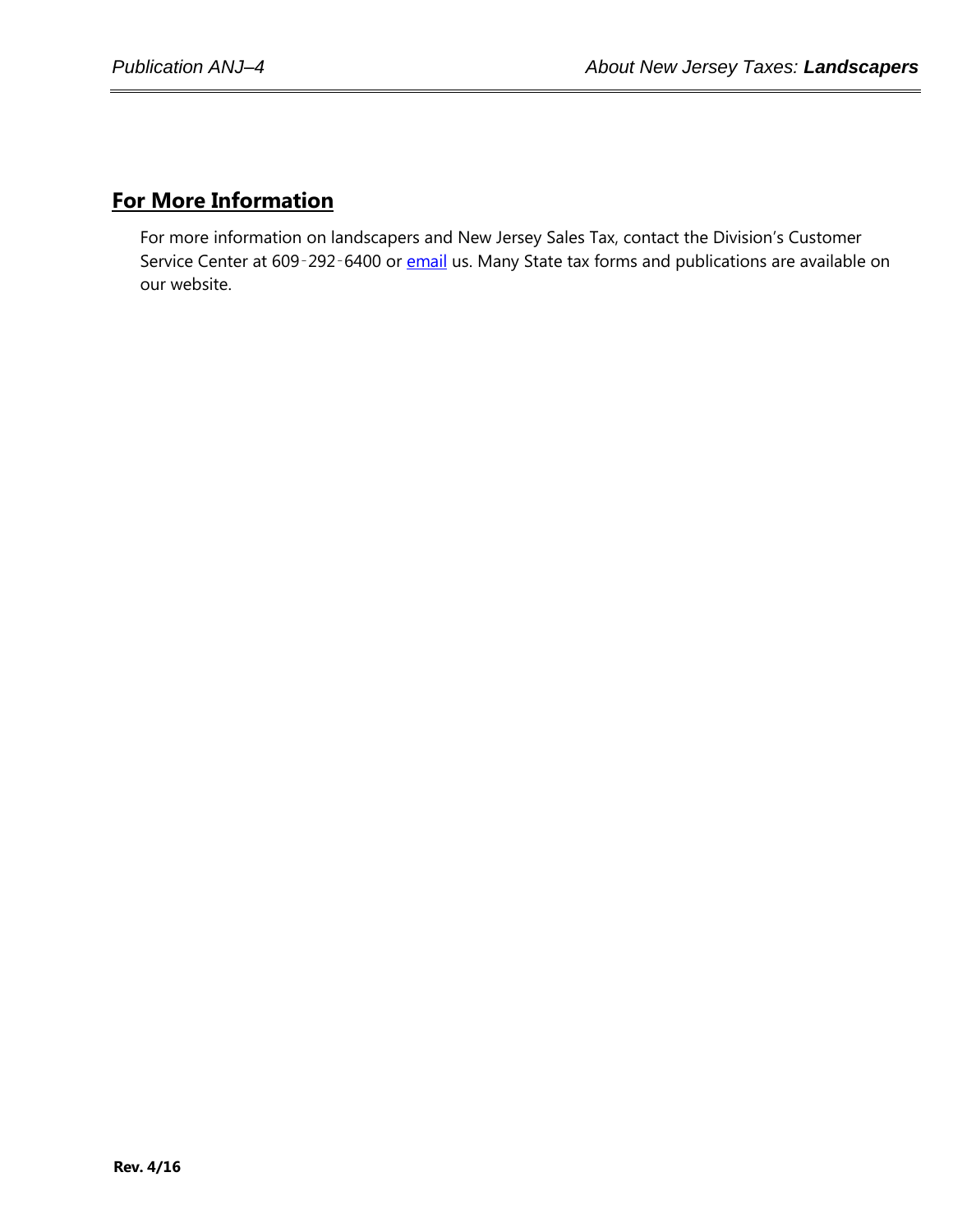## For More Information

For more information on landscapers and New Jersey Sales Tax, contact the Division's Customer Service Center at 609‑292‑6400 or email us. Many State tax forms and publications are available on our website.

**Rev. 4/16**